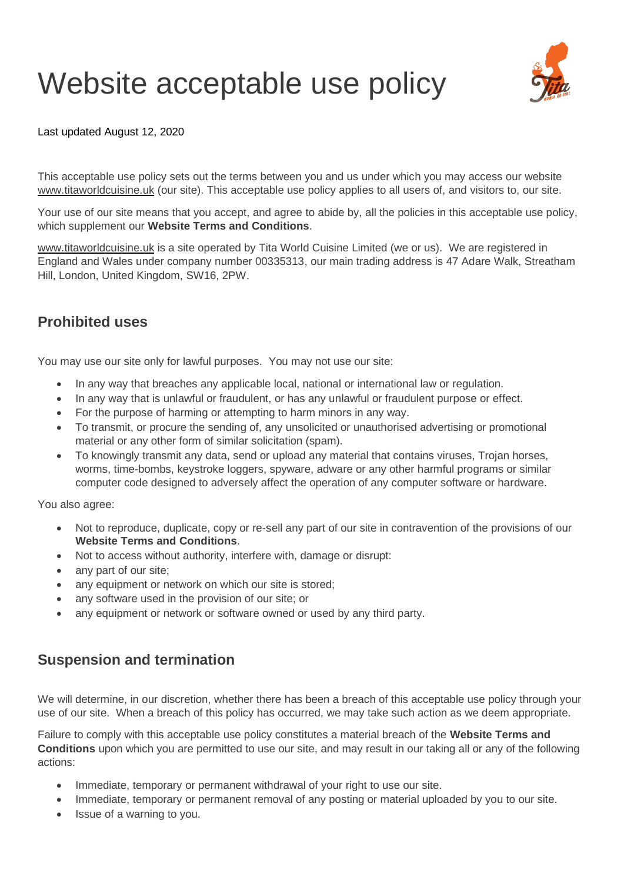# Website acceptable use policy

Last updated August 12, 2020

This acceptable use policy sets out the terms between you and us under which you may access our website www.titaworldcuisine.uk (our site). This acceptable use policy applies to all users of, and visitors to, our site.

Your use of our site means that you accept, and agree to abide by, all the policies in this acceptable use policy, which supplement our **Website Terms and Conditions**.

www.titaworldcuisine.uk is a site operated by Tita World Cuisine Limited (we or us). We are registered in England and Wales under company number 00335313, our main trading address is 47 Adare Walk, Streatham Hill, London, United Kingdom, SW16, 2PW.

## Prohibited uses

You may use our site only for lawful purposes. You may not use our site:

- In any way that breaches any applicable local, national or international law or regulation.
- In any way that is unlawful or fraudulent, or has any unlawful or fraudulent purpose or effect.
- For the purpose of harming or attempting to harm minors in any way.
- To transmit, or procure the sending of, any unsolicited or unauthorised advertising or promotional material or any other form of similar solicitation (spam).
- To knowingly transmit any data, send or upload any material that contains viruses, Trojan horses, worms, time-bombs, keystroke loggers, spyware, adware or any other harmful programs or similar computer code designed to adversely affect the operation of any computer software or hardware.

You also agree:

- Not to reproduce, duplicate, copy or re-sell any part of our site in contravention of the provisions of our **Website Terms and Conditions**.
- Not to access without authority, interfere with, damage or disrupt:
- any part of our site;
- any equipment or network on which our site is stored;
- any software used in the provision of our site; or
- any equipment or network or software owned or used by any third party.

## Suspension and termination

We will determine, in our discretion, whether there has been a breach of this acceptable use policy through your use of our site. When a breach of this policy has occurred, we may take such action as we deem appropriate.

Failure to comply with this acceptable use policy constitutes a material breach of the **Website Terms and Conditions** upon which you are permitted to use our site, and may result in our taking all or any of the following actions:

- Immediate, temporary or permanent withdrawal of your right to use our site.
- Immediate, temporary or permanent removal of any posting or material uploaded by you to our site.
- Issue of a warning to you.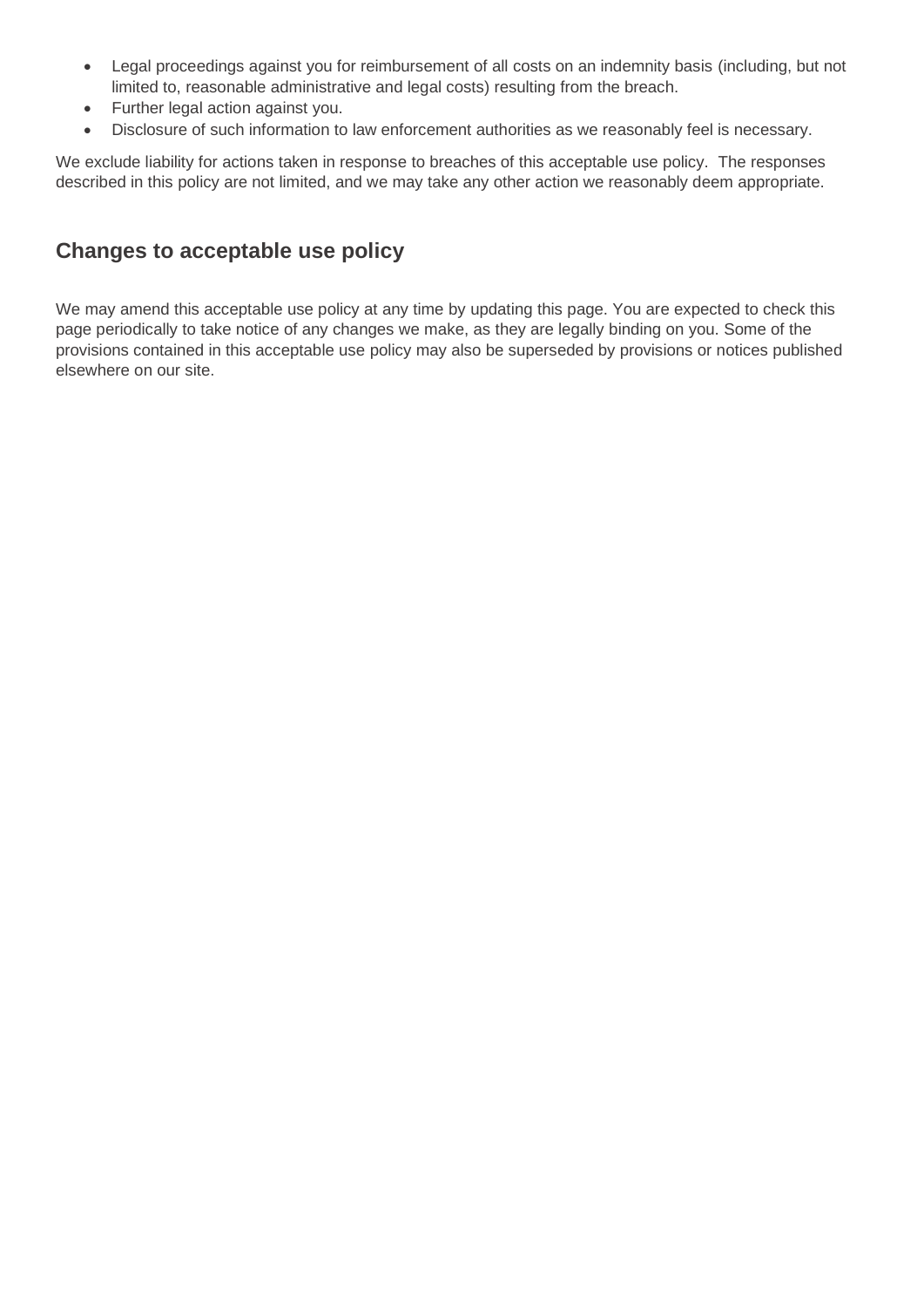- Legal proceedings against you for reimbursement of all costs on an indemnity basis (including, but not limited to, reasonable administrative and legal costs) resulting from the breach.
- Further legal action against you.
- Disclosure of such information to law enforcement authorities as we reasonably feel is necessary.

We exclude liability for actions taken in response to breaches of this acceptable use policy. The responses described in this policy are not limited, and we may take any other action we reasonably deem appropriate.

## Changes to acceptable use policy

We may amend this acceptable use policy at any time by updating this page. You are expected to check this page periodically to take notice of any changes we make, as they are legally binding on you. Some of the provisions contained in this acceptable use policy may also be superseded by provisions or notices published elsewhere on our site.